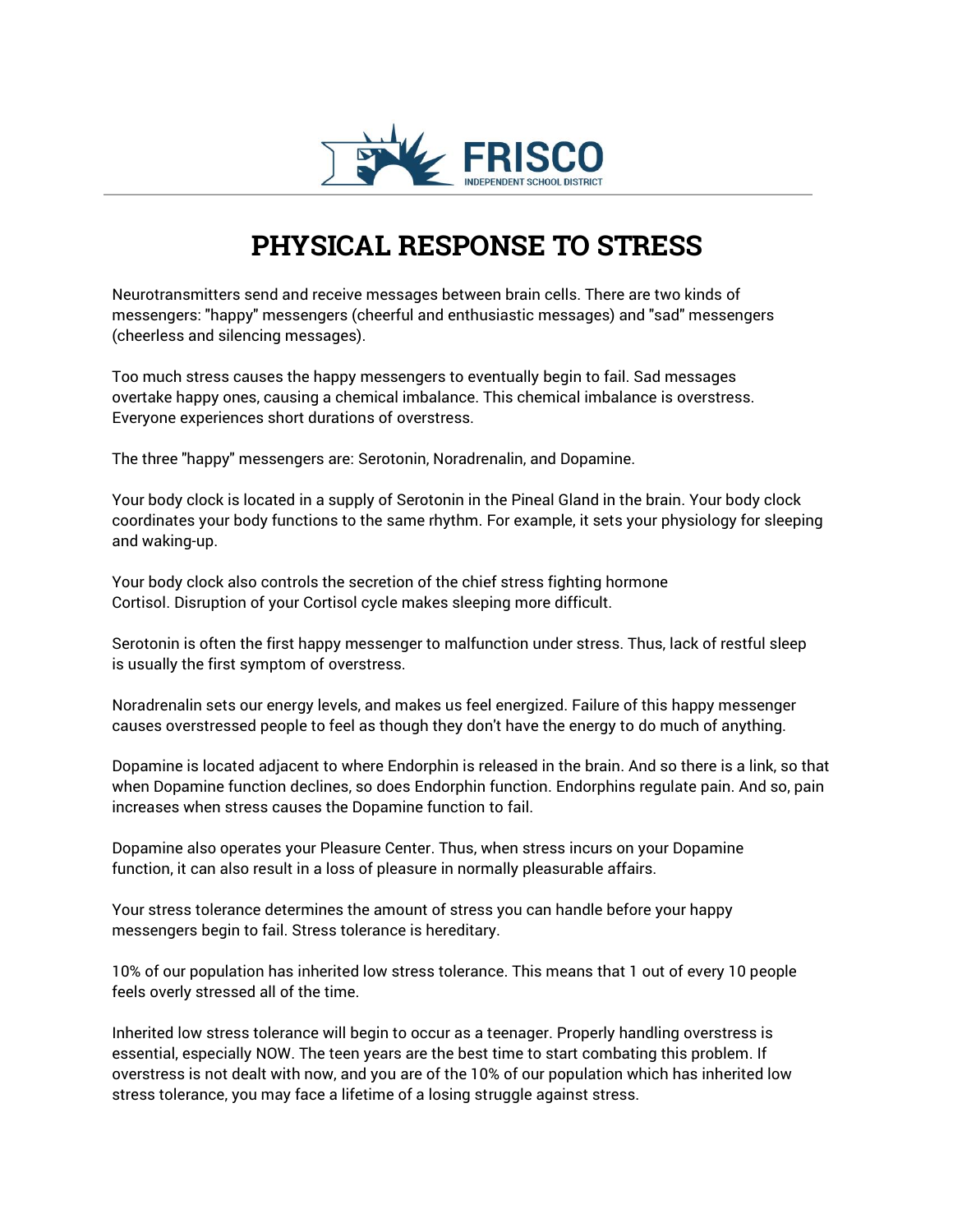FRISCO
INDEPENDENT SCHOOL DISTRICT

# PHYSICAL RESPONSE TO STRESS

Neurotransmitters send and receive messages between brain cells. There are two kinds of messengers: "happy" messengers (cheerful and enthusiastic messages) and "sad" messengers (cheerless and silencing messages).

Too much stress causes the happy messengers to eventually begin to fail. Sad messages overtake happy ones, causing a chemical imbalance. This chemical imbalance is overstress. Everyone experiences short durations of overstress.

The three "happy" messengers are: Serotonin, Noradrenalin, and Dopamine.

Your body clock is located in a supply of Serotonin in the Pineal Gland in the brain. Your body clock coordinates your body functions to the same rhythm. For example, it sets your physiology for sleeping and waking-up.

Your body clock also controls the secretion of the chief stress fighting hormone Cortisol. Disruption of your Cortisol cycle makes sleeping more difficult.

Serotonin is often the first happy messenger to malfunction under stress. Thus, lack of restful sleep is usually the first symptom of overstress.

Noradrenalin sets our energy levels, and makes us feel energized. Failure of this happy messenger causes overstressed people to feel as though they don't have the energy to do much of anything.

Dopamine is located adjacent to where Endorphin is released in the brain. And so there is a link, so that when Dopamine function declines, so does Endorphin function. Endorphins regulate pain. And so, pain increases when stress causes the Dopamine function to fail.

Dopamine also operates your Pleasure Center. Thus, when stress incurs on your Dopamine function, it can also result in a loss of pleasure in normally pleasurable affairs.

Your stress tolerance determines the amount of stress you can handle before your happy messengers begin to fail. Stress tolerance is hereditary.

10% of our population has inherited low stress tolerance. This means that 1 out of every 10 people feels overly stressed all of the time.

Inherited low stress tolerance will begin to occur as a teenager. Properly handling overstress is essential, especially NOW. The teen years are the best time to start combating this problem. If overstress is not dealt with now, and you are of the 10% of our population which has inherited low stress tolerance, you may face a lifetime of a losing struggle against stress.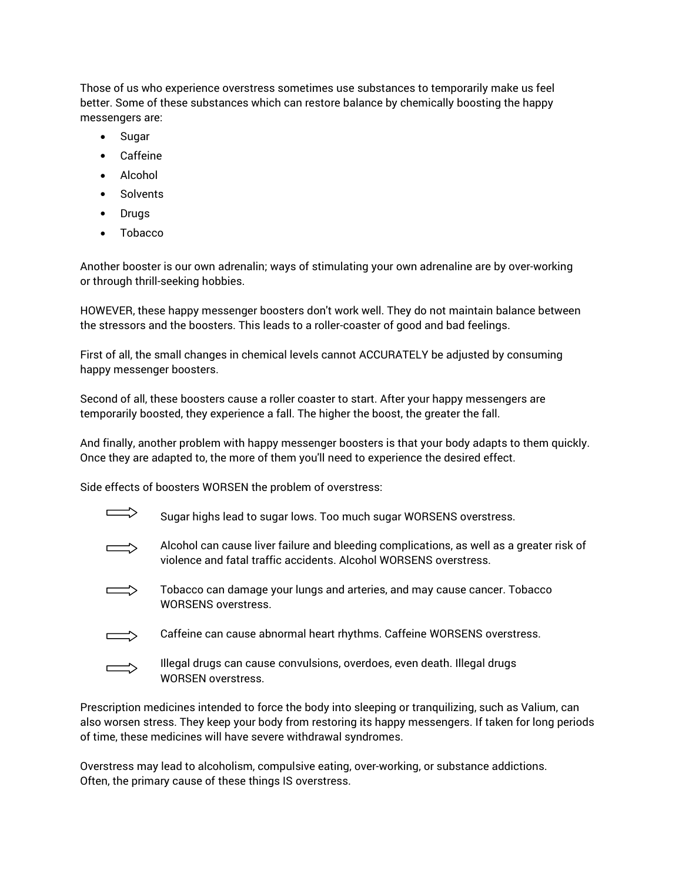Those of us who experience overstress sometimes use substances to temporarily make us feel better. Some of these substances which can restore balance by chemically boosting the happy messengers are:

- Sugar
- Caffeine
- Alcohol
- Solvents
- Drugs
- Tobacco

Another booster is our own adrenalin; ways of stimulating your own adrenaline are by over-working or through thrill-seeking hobbies.

HOWEVER, these happy messenger boosters don't work well. They do not maintain balance between the stressors and the boosters. This leads to a roller-coaster of good and bad feelings.

First of all, the small changes in chemical levels cannot ACCURATELY be adjusted by consuming happy messenger boosters.

Second of all, these boosters cause a roller coaster to start. After your happy messengers are temporarily boosted, they experience a fall. The higher the boost, the greater the fall.

And finally, another problem with happy messenger boosters is that your body adapts to them quickly. Once they are adapted to, the more of them you'll need to experience the desired effect.

Side effects of boosters WORSEN the problem of overstress:

⇨ Sugar highs lead to sugar lows. Too much sugar WORSENS overstress.

⇨ Alcohol can cause liver failure and bleeding complications, as well as a greater risk of violence and fatal traffic accidents. Alcohol WORSENS overstress.

⇨ Tobacco can damage your lungs and arteries, and may cause cancer. Tobacco WORSENS overstress.

⇨ Caffeine can cause abnormal heart rhythms. Caffeine WORSENS overstress.

⇨ Illegal drugs can cause convulsions, overdoes, even death. Illegal drugs WORSEN overstress.

Prescription medicines intended to force the body into sleeping or tranquilizing, such as Valium, can also worsen stress. They keep your body from restoring its happy messengers. If taken for long periods of time, these medicines will have severe withdrawal syndromes.

Overstress may lead to alcoholism, compulsive eating, over-working, or substance addictions. Often, the primary cause of these things IS overstress.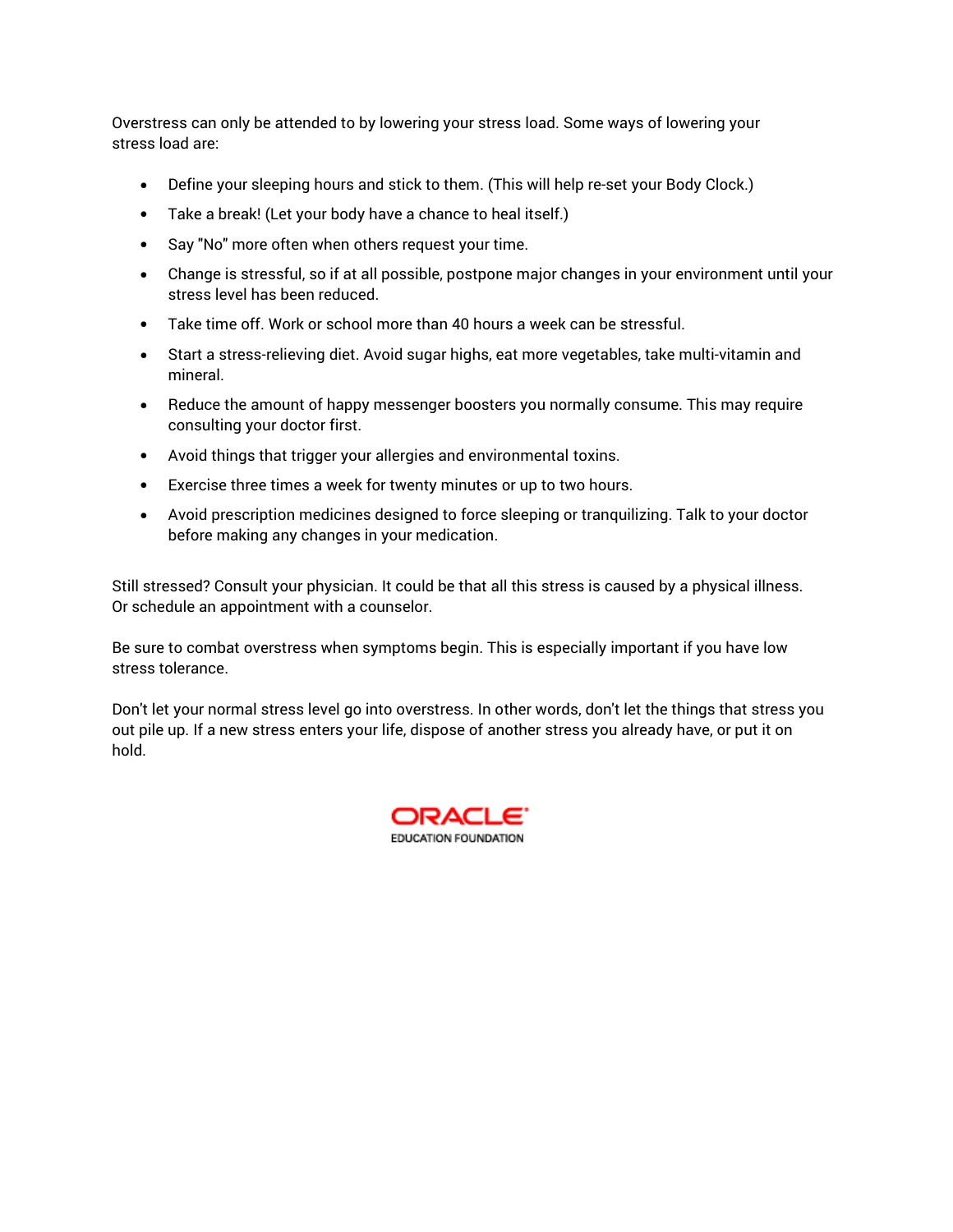Overstress can only be attended to by lowering your stress load. Some ways of lowering your stress load are:

- Define your sleeping hours and stick to them. (This will help re-set your Body Clock.)
- Take a break! (Let your body have a chance to heal itself.)
- Say "No" more often when others request your time.
- Change is stressful, so if at all possible, postpone major changes in your environment until your stress level has been reduced.
- Take time off. Work or school more than 40 hours a week can be stressful.
- Start a stress-relieving diet. Avoid sugar highs, eat more vegetables, take multi-vitamin and mineral.
- Reduce the amount of happy messenger boosters you normally consume. This may require consulting your doctor first.
- Avoid things that trigger your allergies and environmental toxins.
- Exercise three times a week for twenty minutes or up to two hours.
- Avoid prescription medicines designed to force sleeping or tranquilizing. Talk to your doctor before making any changes in your medication.

Still stressed? Consult your physician. It could be that all this stress is caused by a physical illness. Or schedule an appointment with a counselor.

Be sure to combat overstress when symptoms begin. This is especially important if you have low stress tolerance.

Don't let your normal stress level go into overstress. In other words, don't let the things that stress you out pile up. If a new stress enters your life, dispose of another stress you already have, or put it on hold.

ORACLE
EDUCATION FOUNDATION